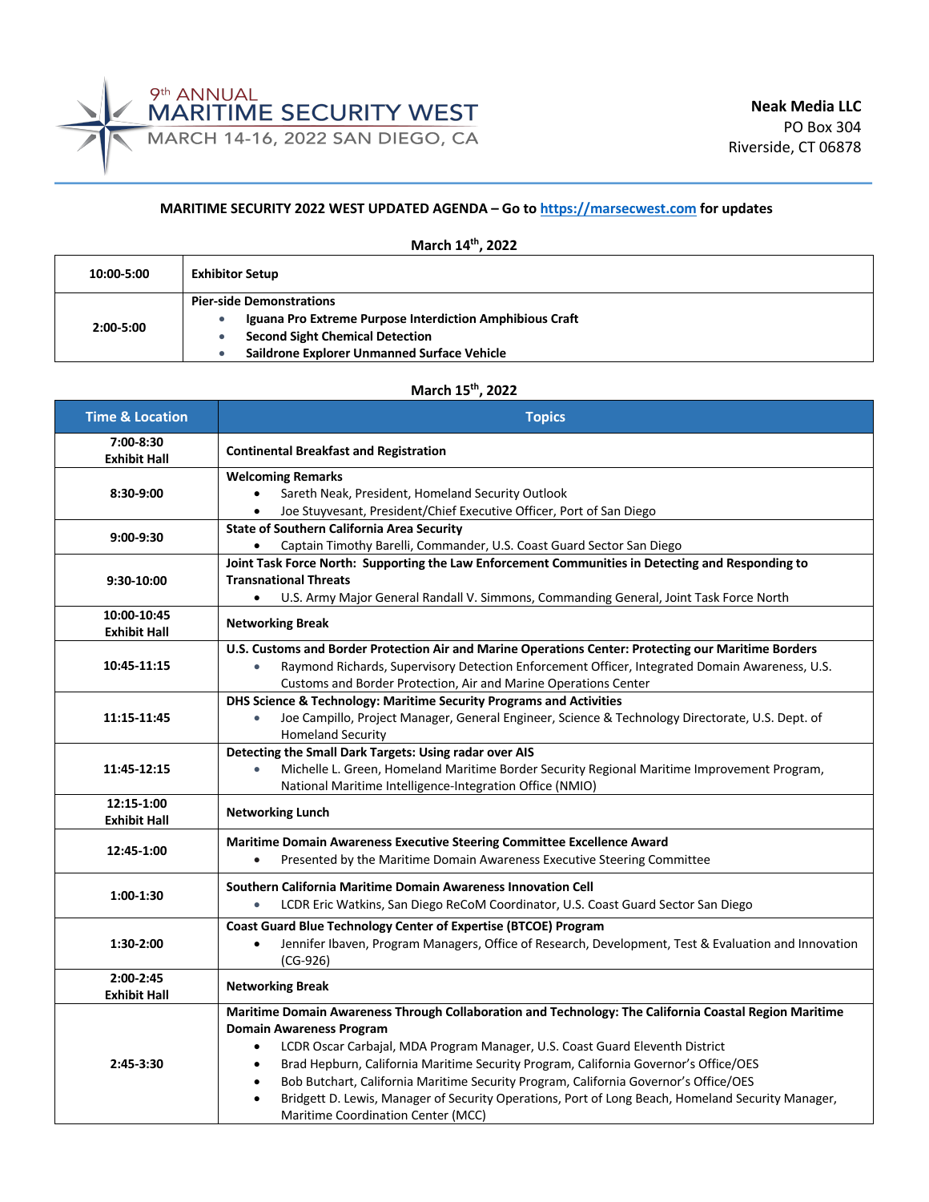# 9th ANNUAL MARITIME SECURITY WEST

MARCH 14-16, 2022 SAN DIEGO, CA

**Neak Media LLC**
PO Box 304
Riverside, CT 06878

**MARITIME SECURITY 2022 WEST UPDATED AGENDA – Go to [https://marsecwest.com](https://marsecwest.com) for updates**

## March 14th, 2022

| | |
|---|---|
| **10:00-5:00** | **Exhibitor Setup** |
| **2:00-5:00** | **Pier-side Demonstrations**<br>• **Iguana Pro Extreme Purpose Interdiction Amphibious Craft**<br>• **Second Sight Chemical Detection**<br>• **Saildrone Explorer Unmanned Surface Vehicle** |

## March 15th, 2022

| Time & Location | Topics |
|---|---|
| **7:00-8:30**<br>**Exhibit Hall** | **Continental Breakfast and Registration** |
| **8:30-9:00** | **Welcoming Remarks**<br>• Sareth Neak, President, Homeland Security Outlook<br>• Joe Stuyvesant, President/Chief Executive Officer, Port of San Diego |
| **9:00-9:30** | **State of Southern California Area Security**<br>• Captain Timothy Barelli, Commander, U.S. Coast Guard Sector San Diego |
| **9:30-10:00** | **Joint Task Force North: Supporting the Law Enforcement Communities in Detecting and Responding to Transnational Threats**<br>• U.S. Army Major General Randall V. Simmons, Commanding General, Joint Task Force North |
| **10:00-10:45**<br>**Exhibit Hall** | **Networking Break** |
| **10:45-11:15** | **U.S. Customs and Border Protection Air and Marine Operations Center: Protecting our Maritime Borders**<br>• Raymond Richards, Supervisory Detection Enforcement Officer, Integrated Domain Awareness, U.S. Customs and Border Protection, Air and Marine Operations Center |
| **11:15-11:45** | **DHS Science & Technology: Maritime Security Programs and Activities**<br>• Joe Campillo, Project Manager, General Engineer, Science & Technology Directorate, U.S. Dept. of Homeland Security |
| **11:45-12:15** | **Detecting the Small Dark Targets: Using radar over AIS**<br>• Michelle L. Green, Homeland Maritime Border Security Regional Maritime Improvement Program, National Maritime Intelligence-Integration Office (NMIO) |
| **12:15-1:00**<br>**Exhibit Hall** | **Networking Lunch** |
| **12:45-1:00** | **Maritime Domain Awareness Executive Steering Committee Excellence Award**<br>• Presented by the Maritime Domain Awareness Executive Steering Committee |
| **1:00-1:30** | **Southern California Maritime Domain Awareness Innovation Cell**<br>• LCDR Eric Watkins, San Diego ReCoM Coordinator, U.S. Coast Guard Sector San Diego |
| **1:30-2:00** | **Coast Guard Blue Technology Center of Expertise (BTCOE) Program**<br>• Jennifer Ibaven, Program Managers, Office of Research, Development, Test & Evaluation and Innovation (CG-926) |
| **2:00-2:45**<br>**Exhibit Hall** | **Networking Break** |
| **2:45-3:30** | **Maritime Domain Awareness Through Collaboration and Technology: The California Coastal Region Maritime Domain Awareness Program**<br>• LCDR Oscar Carbajal, MDA Program Manager, U.S. Coast Guard Eleventh District<br>• Brad Hepburn, California Maritime Security Program, California Governor's Office/OES<br>• Bob Butchart, California Maritime Security Program, California Governor's Office/OES<br>• Bridgett D. Lewis, Manager of Security Operations, Port of Long Beach, Homeland Security Manager, Maritime Coordination Center (MCC) |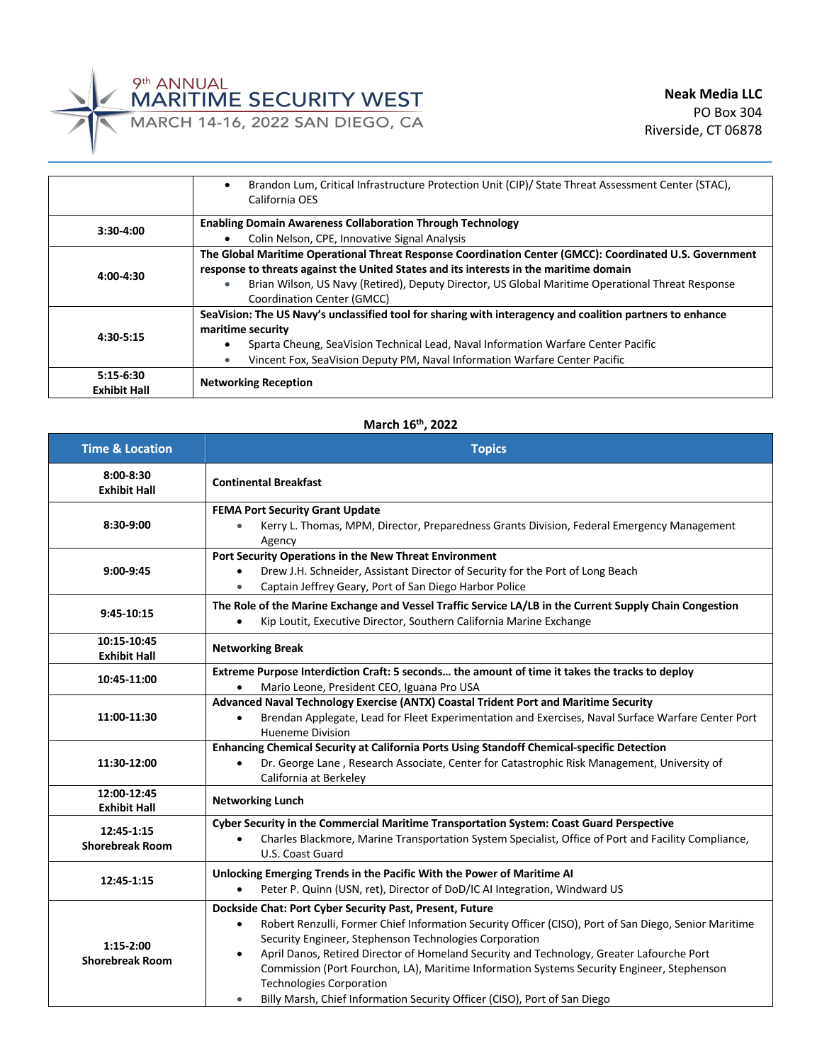| | |
|---|---|
| | • Brandon Lum, Critical Infrastructure Protection Unit (CIP)/ State Threat Assessment Center (STAC), California OES |
| **3:30-4:00** | **Enabling Domain Awareness Collaboration Through Technology**<br>• Colin Nelson, CPE, Innovative Signal Analysis |
| **4:00-4:30** | **The Global Maritime Operational Threat Response Coordination Center (GMCC): Coordinated U.S. Government response to threats against the United States and its interests in the maritime domain**<br>• Brian Wilson, US Navy (Retired), Deputy Director, US Global Maritime Operational Threat Response Coordination Center (GMCC) |
| **4:30-5:15** | **SeaVision: The US Navy's unclassified tool for sharing with interagency and coalition partners to enhance maritime security**<br>• Sparta Cheung, SeaVision Technical Lead, Naval Information Warfare Center Pacific<br>• Vincent Fox, SeaVision Deputy PM, Naval Information Warfare Center Pacific |
| **5:15-6:30**<br>**Exhibit Hall** | **Networking Reception** |

**March 16th, 2022**

| Time & Location | Topics |
|---|---|
| **8:00-8:30**<br>**Exhibit Hall** | **Continental Breakfast** |
| **8:30-9:00** | **FEMA Port Security Grant Update**<br>• Kerry L. Thomas, MPM, Director, Preparedness Grants Division, Federal Emergency Management Agency |
| **9:00-9:45** | **Port Security Operations in the New Threat Environment**<br>• Drew J.H. Schneider, Assistant Director of Security for the Port of Long Beach<br>• Captain Jeffrey Geary, Port of San Diego Harbor Police |
| **9:45-10:15** | **The Role of the Marine Exchange and Vessel Traffic Service LA/LB in the Current Supply Chain Congestion**<br>• Kip Loutit, Executive Director, Southern California Marine Exchange |
| **10:15-10:45**<br>**Exhibit Hall** | **Networking Break** |
| **10:45-11:00** | **Extreme Purpose Interdiction Craft: 5 seconds… the amount of time it takes the tracks to deploy**<br>• Mario Leone, President CEO, Iguana Pro USA |
| **11:00-11:30** | **Advanced Naval Technology Exercise (ANTX) Coastal Trident Port and Maritime Security**<br>• Brendan Applegate, Lead for Fleet Experimentation and Exercises, Naval Surface Warfare Center Port Hueneme Division |
| **11:30-12:00** | **Enhancing Chemical Security at California Ports Using Standoff Chemical-specific Detection**<br>• Dr. George Lane , Research Associate, Center for Catastrophic Risk Management, University of California at Berkeley |
| **12:00-12:45**<br>**Exhibit Hall** | **Networking Lunch** |
| **12:45-1:15**<br>**Shorebreak Room** | **Cyber Security in the Commercial Maritime Transportation System: Coast Guard Perspective**<br>• Charles Blackmore, Marine Transportation System Specialist, Office of Port and Facility Compliance, U.S. Coast Guard |
| **12:45-1:15** | **Unlocking Emerging Trends in the Pacific With the Power of Maritime AI**<br>• Peter P. Quinn (USN, ret), Director of DoD/IC AI Integration, Windward US |
| **1:15-2:00**<br>**Shorebreak Room** | **Dockside Chat: Port Cyber Security Past, Present, Future**<br>• Robert Renzulli, Former Chief Information Security Officer (CISO), Port of San Diego, Senior Maritime Security Engineer, Stephenson Technologies Corporation<br>• April Danos, Retired Director of Homeland Security and Technology, Greater Lafourche Port Commission (Port Fourchon, LA), Maritime Information Systems Security Engineer, Stephenson Technologies Corporation<br>• Billy Marsh, Chief Information Security Officer (CISO), Port of San Diego |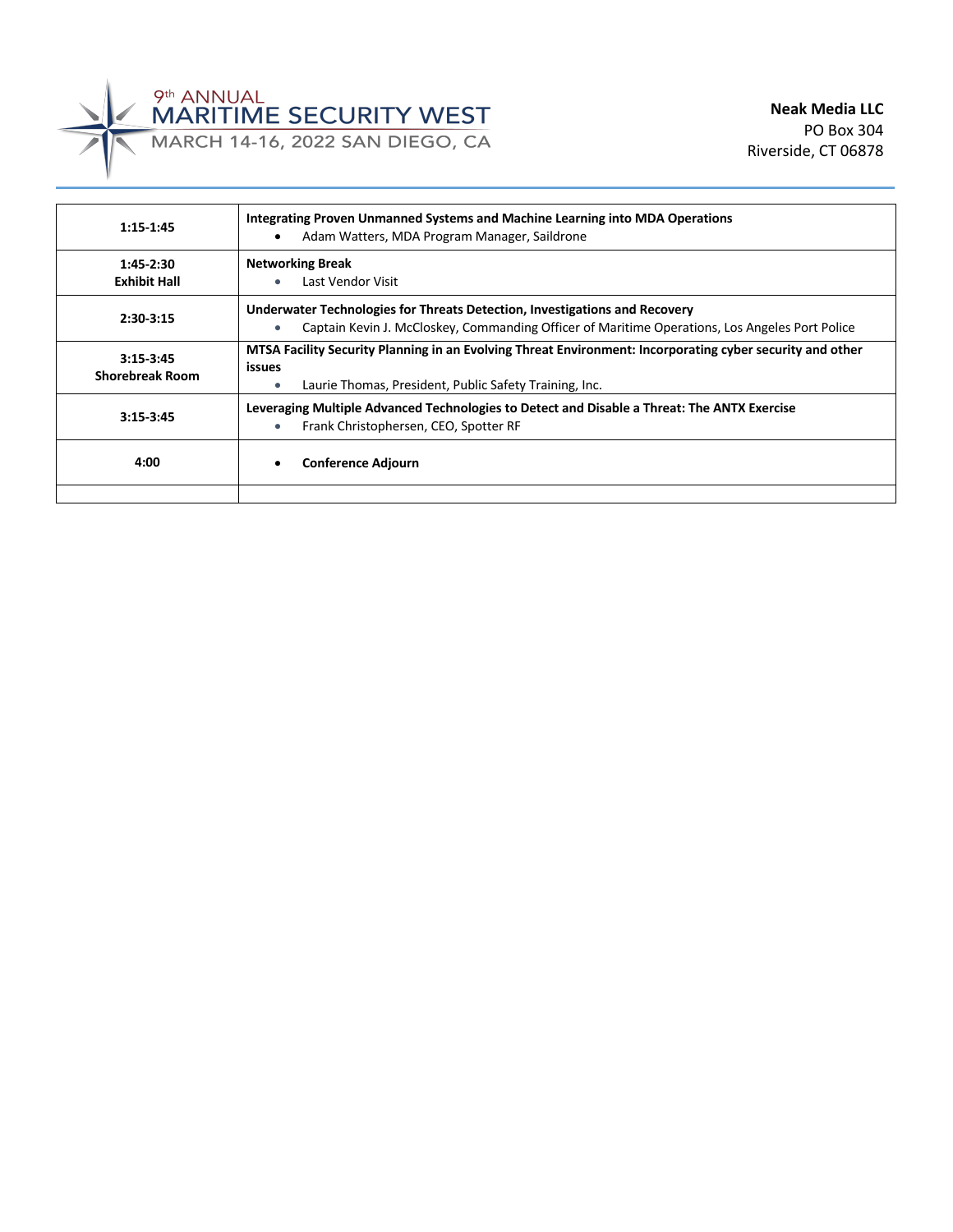| | |
|---|---|
| **1:15-1:45** | **Integrating Proven Unmanned Systems and Machine Learning into MDA Operations**<br>• Adam Watters, MDA Program Manager, Saildrone |
| **1:45-2:30**<br>**Exhibit Hall** | **Networking Break**<br>• Last Vendor Visit |
| **2:30-3:15** | **Underwater Technologies for Threats Detection, Investigations and Recovery**<br>• Captain Kevin J. McCloskey, Commanding Officer of Maritime Operations, Los Angeles Port Police |
| **3:15-3:45**<br>**Shorebreak Room** | **MTSA Facility Security Planning in an Evolving Threat Environment: Incorporating cyber security and other issues**<br>• Laurie Thomas, President, Public Safety Training, Inc. |
| **3:15-3:45** | **Leveraging Multiple Advanced Technologies to Detect and Disable a Threat: The ANTX Exercise**<br>• Frank Christophersen, CEO, Spotter RF |
| **4:00** | • **Conference Adjourn** |
| | |